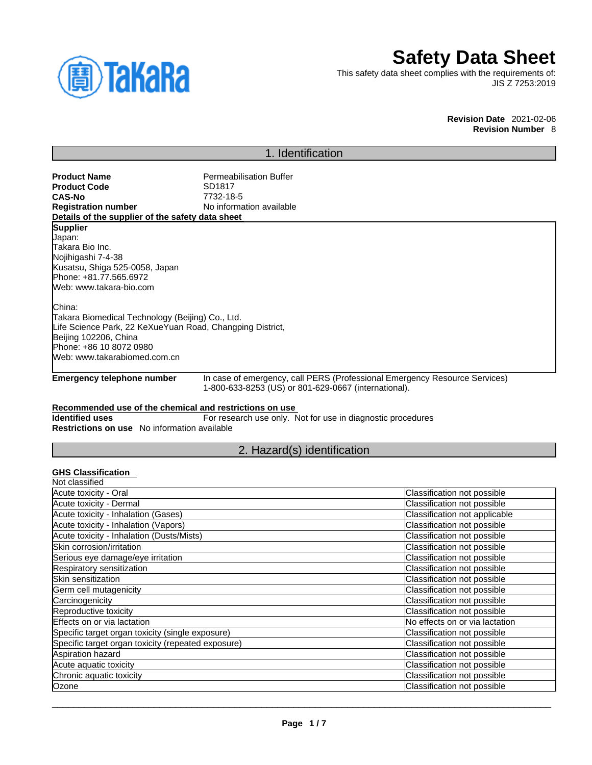# Safety Data Sheet

This safety data sheet complies with the requirements of:
JIS Z 7253:2019

**Revision Date** 2021-02-06
**Revision Number** 8

## 1. Identification

**Product Name** Permeabilisation Buffer
**Product Code** SD1817
**CAS-No** 7732-18-5
**Registration number** No information available

**Details of the supplier of the safety data sheet**

**Supplier**
Japan:
Takara Bio Inc.
Nojihigashi 7-4-38
Kusatsu, Shiga 525-0058, Japan
Phone: +81.77.565.6972
Web: www.takara-bio.com

China:
Takara Biomedical Technology (Beijing) Co., Ltd.
Life Science Park, 22 KeXueYuan Road, Changping District,
Beijing 102206, China
Phone: +86 10 8072 0980
Web: www.takarabiomed.com.cn

**Emergency telephone number** In case of emergency, call PERS (Professional Emergency Resource Services) 1-800-633-8253 (US) or 801-629-0667 (international).

**Recommended use of the chemical and restrictions on use**

**Identified uses** For research use only. Not for use in diagnostic procedures
**Restrictions on use** No information available

## 2. Hazard(s) identification

**GHS Classification**

Not classified

| | |
|---|---|
| Acute toxicity - Oral | Classification not possible |
| Acute toxicity - Dermal | Classification not possible |
| Acute toxicity - Inhalation (Gases) | Classification not applicable |
| Acute toxicity - Inhalation (Vapors) | Classification not possible |
| Acute toxicity - Inhalation (Dusts/Mists) | Classification not possible |
| Skin corrosion/irritation | Classification not possible |
| Serious eye damage/eye irritation | Classification not possible |
| Respiratory sensitization | Classification not possible |
| Skin sensitization | Classification not possible |
| Germ cell mutagenicity | Classification not possible |
| Carcinogenicity | Classification not possible |
| Reproductive toxicity | Classification not possible |
| Effects on or via lactation | No effects on or via lactation |
| Specific target organ toxicity (single exposure) | Classification not possible |
| Specific target organ toxicity (repeated exposure) | Classification not possible |
| Aspiration hazard | Classification not possible |
| Acute aquatic toxicity | Classification not possible |
| Chronic aquatic toxicity | Classification not possible |
| Ozone | Classification not possible |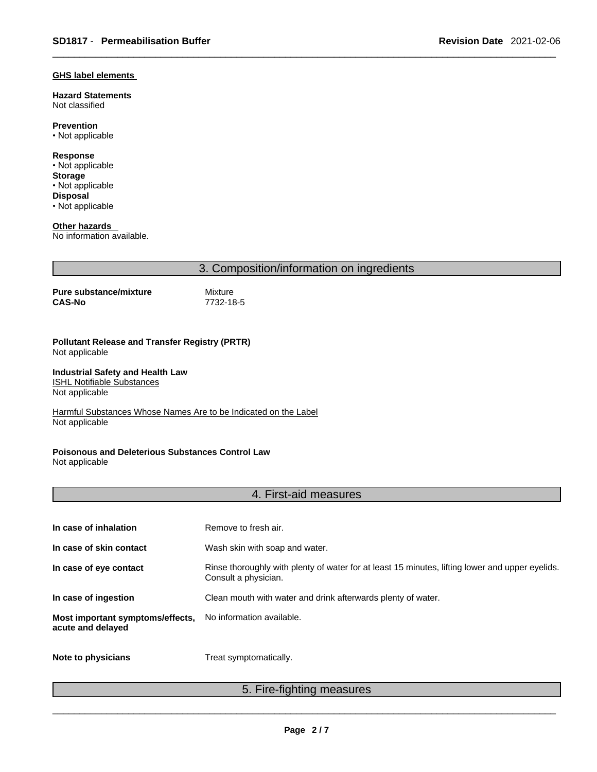**GHS label elements**

**Hazard Statements**
Not classified

**Prevention**
• Not applicable

**Response**
• Not applicable
**Storage**
• Not applicable
**Disposal**
• Not applicable

**Other hazards**
No information available.

## 3. Composition/information on ingredients

| | |
|---|---|
| **Pure substance/mixture** | Mixture |
| **CAS-No** | 7732-18-5 |

**Pollutant Release and Transfer Registry (PRTR)**
Not applicable

**Industrial Safety and Health Law**
ISHL Notifiable Substances
Not applicable

Harmful Substances Whose Names Are to be Indicated on the Label
Not applicable

**Poisonous and Deleterious Substances Control Law**
Not applicable

## 4. First-aid measures

| | |
|---|---|
| **In case of inhalation** | Remove to fresh air. |
| **In case of skin contact** | Wash skin with soap and water. |
| **In case of eye contact** | Rinse thoroughly with plenty of water for at least 15 minutes, lifting lower and upper eyelids. Consult a physician. |
| **In case of ingestion** | Clean mouth with water and drink afterwards plenty of water. |
| **Most important symptoms/effects, acute and delayed** | No information available. |
| **Note to physicians** | Treat symptomatically. |

## 5. Fire-fighting measures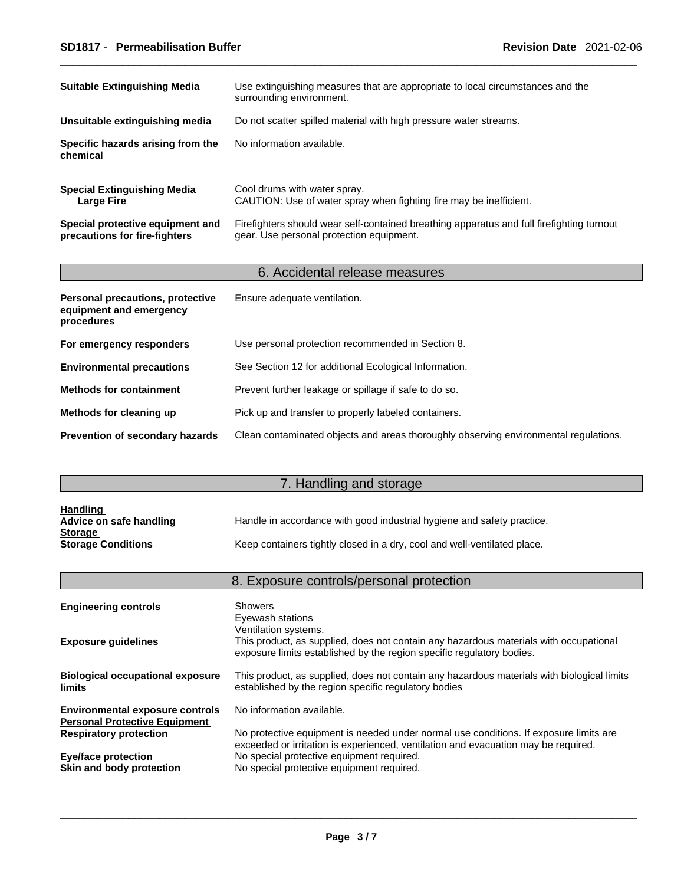| | |
|---|---|
| **Suitable Extinguishing Media** | Use extinguishing measures that are appropriate to local circumstances and the surrounding environment. |
| **Unsuitable extinguishing media** | Do not scatter spilled material with high pressure water streams. |
| **Specific hazards arising from the chemical** | No information available. |
| **Special Extinguishing Media Large Fire** | Cool drums with water spray. CAUTION: Use of water spray when fighting fire may be inefficient. |
| **Special protective equipment and precautions for fire-fighters** | Firefighters should wear self-contained breathing apparatus and full firefighting turnout gear. Use personal protection equipment. |

## 6. Accidental release measures

| | |
|---|---|
| **Personal precautions, protective equipment and emergency procedures** | Ensure adequate ventilation. |
| **For emergency responders** | Use personal protection recommended in Section 8. |
| **Environmental precautions** | See Section 12 for additional Ecological Information. |
| **Methods for containment** | Prevent further leakage or spillage if safe to do so. |
| **Methods for cleaning up** | Pick up and transfer to properly labeled containers. |
| **Prevention of secondary hazards** | Clean contaminated objects and areas thoroughly observing environmental regulations. |

## 7. Handling and storage

**Handling**

| | |
|---|---|
| **Advice on safe handling** | Handle in accordance with good industrial hygiene and safety practice. |

**Storage**

| | |
|---|---|
| **Storage Conditions** | Keep containers tightly closed in a dry, cool and well-ventilated place. |

## 8. Exposure controls/personal protection

| | |
|---|---|
| **Engineering controls** | Showers<br>Eyewash stations<br>Ventilation systems. |
| **Exposure guidelines** | This product, as supplied, does not contain any hazardous materials with occupational exposure limits established by the region specific regulatory bodies. |
| **Biological occupational exposure limits** | This product, as supplied, does not contain any hazardous materials with biological limits established by the region specific regulatory bodies |
| **Environmental exposure controls** | No information available. |

**Personal Protective Equipment**

| | |
|---|---|
| **Respiratory protection** | No protective equipment is needed under normal use conditions. If exposure limits are exceeded or irritation is experienced, ventilation and evacuation may be required. |
| **Eye/face protection** | No special protective equipment required. |
| **Skin and body protection** | No special protective equipment required. |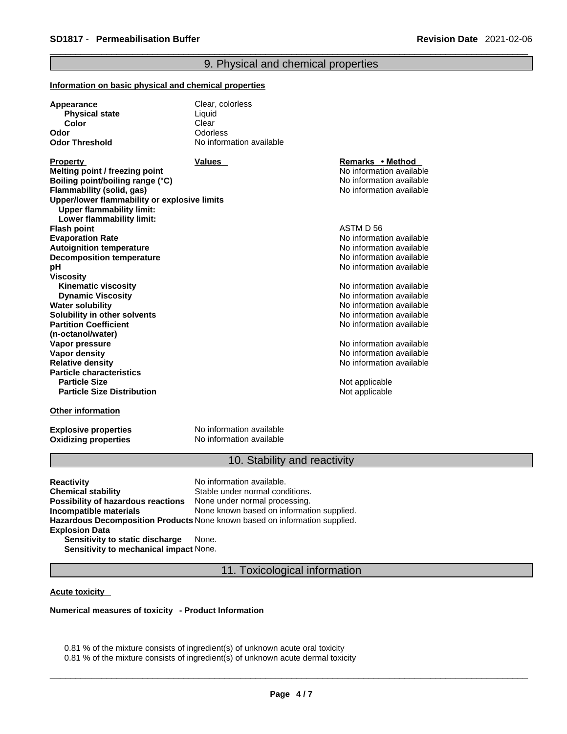## 9. Physical and chemical properties

**Information on basic physical and chemical properties**

| | |
|---|---|
| **Appearance** | Clear, colorless |
| **Physical state** | Liquid |
| **Color** | Clear |
| **Odor** | Odorless |
| **Odor Threshold** | No information available |

| Property | Values | Remarks • Method |
|---|---|---|
| **Melting point / freezing point** | | No information available |
| **Boiling point/boiling range (°C)** | | No information available |
| **Flammability (solid, gas)** | | No information available |
| **Upper/lower flammability or explosive limits** | | |
| **Upper flammability limit:** | | |
| **Lower flammability limit:** | | |
| **Flash point** | | ASTM D 56 |
| **Evaporation Rate** | | No information available |
| **Autoignition temperature** | | No information available |
| **Decomposition temperature** | | No information available |
| **pH** | | No information available |
| **Viscosity** | | |
| **Kinematic viscosity** | | No information available |
| **Dynamic Viscosity** | | No information available |
| **Water solubility** | | No information available |
| **Solubility in other solvents** | | No information available |
| **Partition Coefficient (n-octanol/water)** | | No information available |
| **Vapor pressure** | | No information available |
| **Vapor density** | | No information available |
| **Relative density** | | No information available |
| **Particle characteristics** | | |
| **Particle Size** | | Not applicable |
| **Particle Size Distribution** | | Not applicable |

**Other information**

| | |
|---|---|
| **Explosive properties** | No information available |
| **Oxidizing properties** | No information available |

## 10. Stability and reactivity

| | |
|---|---|
| **Reactivity** | No information available. |
| **Chemical stability** | Stable under normal conditions. |
| **Possibility of hazardous reactions** | None under normal processing. |
| **Incompatible materials** | None known based on information supplied. |
| **Hazardous Decomposition Products** | None known based on information supplied. |
| **Explosion Data** | |
| **Sensitivity to static discharge** | None. |
| **Sensitivity to mechanical impact** | None. |

## 11. Toxicological information

**Acute toxicity**

**Numerical measures of toxicity - Product Information**

0.81 % of the mixture consists of ingredient(s) of unknown acute oral toxicity
0.81 % of the mixture consists of ingredient(s) of unknown acute dermal toxicity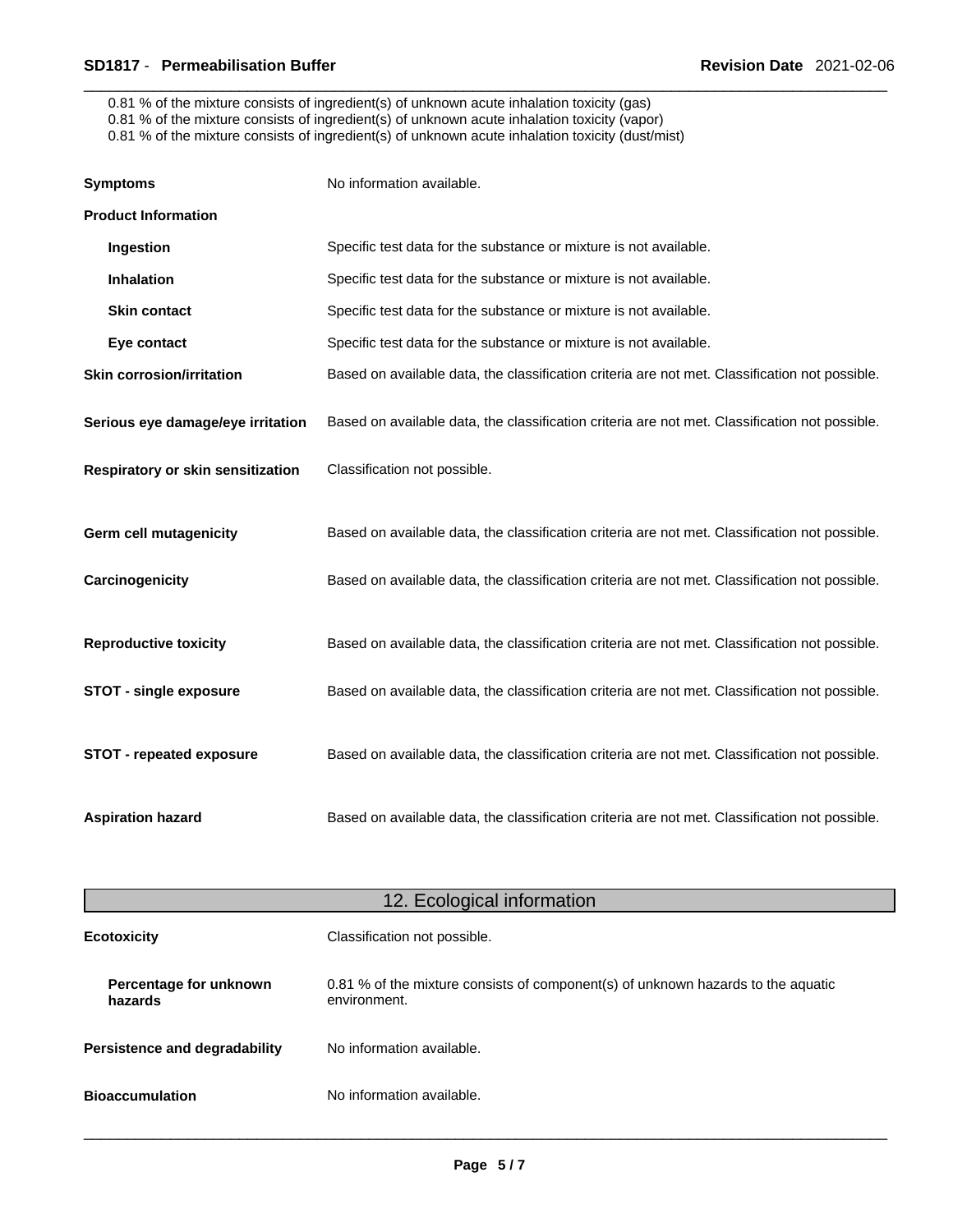0.81 % of the mixture consists of ingredient(s) of unknown acute inhalation toxicity (gas)
0.81 % of the mixture consists of ingredient(s) of unknown acute inhalation toxicity (vapor)
0.81 % of the mixture consists of ingredient(s) of unknown acute inhalation toxicity (dust/mist)

**Symptoms** No information available.

**Product Information**

- **Ingestion** Specific test data for the substance or mixture is not available.
- **Inhalation** Specific test data for the substance or mixture is not available.
- **Skin contact** Specific test data for the substance or mixture is not available.
- **Eye contact** Specific test data for the substance or mixture is not available.

**Skin corrosion/irritation** Based on available data, the classification criteria are not met. Classification not possible.

**Serious eye damage/eye irritation** Based on available data, the classification criteria are not met. Classification not possible.

**Respiratory or skin sensitization** Classification not possible.

**Germ cell mutagenicity** Based on available data, the classification criteria are not met. Classification not possible.

**Carcinogenicity** Based on available data, the classification criteria are not met. Classification not possible.

**Reproductive toxicity** Based on available data, the classification criteria are not met. Classification not possible.

**STOT - single exposure** Based on available data, the classification criteria are not met. Classification not possible.

**STOT - repeated exposure** Based on available data, the classification criteria are not met. Classification not possible.

**Aspiration hazard** Based on available data, the classification criteria are not met. Classification not possible.

## 12. Ecological information

**Ecotoxicity** Classification not possible.

- **Percentage for unknown hazards** 0.81 % of the mixture consists of component(s) of unknown hazards to the aquatic environment.

**Persistence and degradability** No information available.

**Bioaccumulation** No information available.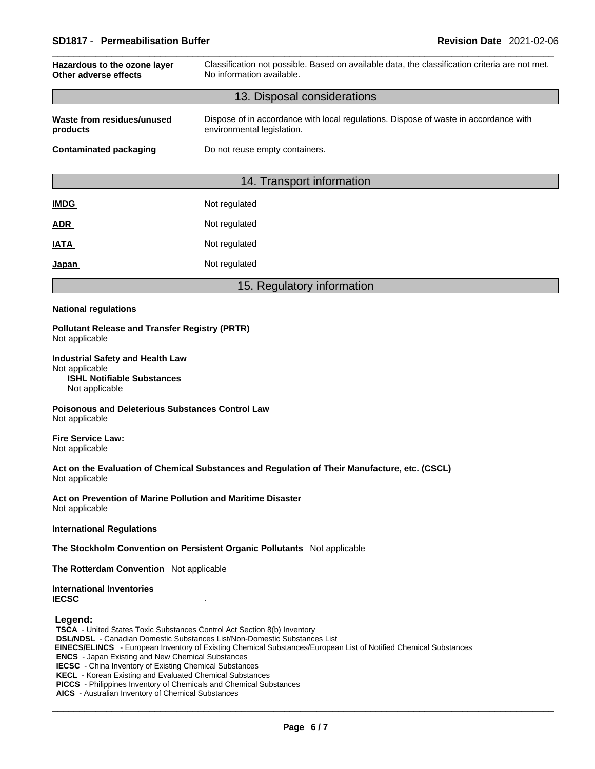| | |
|---|---|
| **Hazardous to the ozone layer** | Classification not possible. Based on available data, the classification criteria are not met. |
| **Other adverse effects** | No information available. |

## 13. Disposal considerations

| | |
|---|---|
| **Waste from residues/unused products** | Dispose of in accordance with local regulations. Dispose of waste in accordance with environmental legislation. |
| **Contaminated packaging** | Do not reuse empty containers. |

## 14. Transport information

| | |
|---|---|
| **IMDG** | Not regulated |
| **ADR** | Not regulated |
| **IATA** | Not regulated |
| **Japan** | Not regulated |

## 15. Regulatory information

**National regulations**

**Pollutant Release and Transfer Registry (PRTR)**
Not applicable

**Industrial Safety and Health Law**
Not applicable

**ISHL Notifiable Substances**
Not applicable

**Poisonous and Deleterious Substances Control Law**
Not applicable

**Fire Service Law:**
Not applicable

**Act on the Evaluation of Chemical Substances and Regulation of Their Manufacture, etc. (CSCL)**
Not applicable

**Act on Prevention of Marine Pollution and Maritime Disaster**
Not applicable

**International Regulations**

**The Stockholm Convention on Persistent Organic Pollutants** Not applicable

**The Rotterdam Convention** Not applicable

**International Inventories**
**IECSC** .

**Legend:**
**TSCA** - United States Toxic Substances Control Act Section 8(b) Inventory
**DSL/NDSL** - Canadian Domestic Substances List/Non-Domestic Substances List
**EINECS/ELINCS** - European Inventory of Existing Chemical Substances/European List of Notified Chemical Substances
**ENCS** - Japan Existing and New Chemical Substances
**IECSC** - China Inventory of Existing Chemical Substances
**KECL** - Korean Existing and Evaluated Chemical Substances
**PICCS** - Philippines Inventory of Chemicals and Chemical Substances
**AICS** - Australian Inventory of Chemical Substances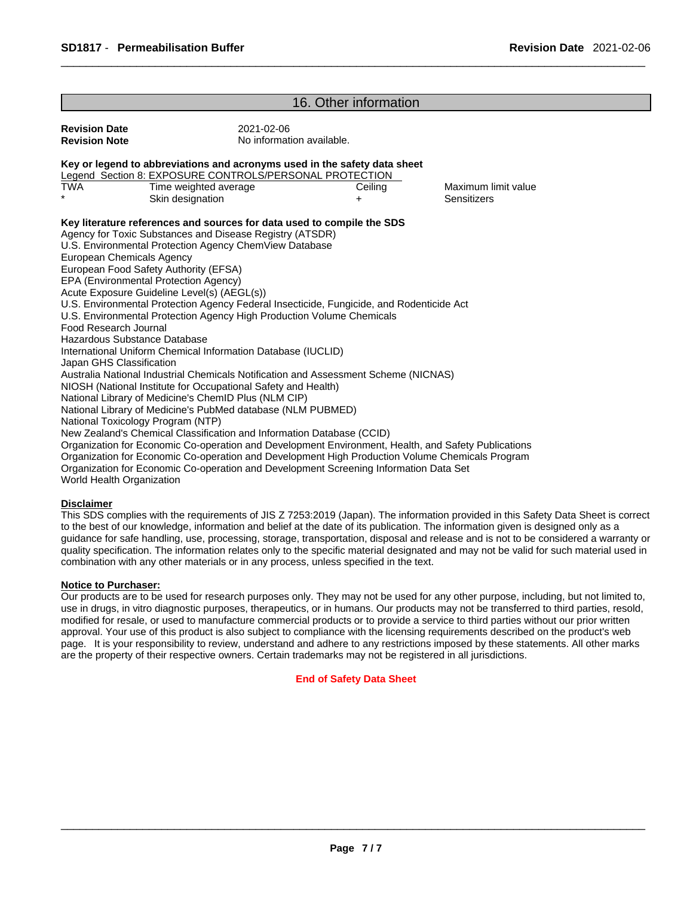## 16. Other information

**Revision Date** 2021-02-06
**Revision Note** No information available.

**Key or legend to abbreviations and acronyms used in the safety data sheet**

Legend Section 8: EXPOSURE CONTROLS/PERSONAL PROTECTION

| | | | |
|---|---|---|---|
| TWA | Time weighted average | Ceiling | Maximum limit value |
| * | Skin designation | + | Sensitizers |

**Key literature references and sources for data used to compile the SDS**

Agency for Toxic Substances and Disease Registry (ATSDR)
U.S. Environmental Protection Agency ChemView Database
European Chemicals Agency
European Food Safety Authority (EFSA)
EPA (Environmental Protection Agency)
Acute Exposure Guideline Level(s) (AEGL(s))
U.S. Environmental Protection Agency Federal Insecticide, Fungicide, and Rodenticide Act
U.S. Environmental Protection Agency High Production Volume Chemicals
Food Research Journal
Hazardous Substance Database
International Uniform Chemical Information Database (IUCLID)
Japan GHS Classification
Australia National Industrial Chemicals Notification and Assessment Scheme (NICNAS)
NIOSH (National Institute for Occupational Safety and Health)
National Library of Medicine's ChemID Plus (NLM CIP)
National Library of Medicine's PubMed database (NLM PUBMED)
National Toxicology Program (NTP)
New Zealand's Chemical Classification and Information Database (CCID)
Organization for Economic Co-operation and Development Environment, Health, and Safety Publications
Organization for Economic Co-operation and Development High Production Volume Chemicals Program
Organization for Economic Co-operation and Development Screening Information Data Set
World Health Organization

**Disclaimer**

This SDS complies with the requirements of JIS Z 7253:2019 (Japan). The information provided in this Safety Data Sheet is correct to the best of our knowledge, information and belief at the date of its publication. The information given is designed only as a guidance for safe handling, use, processing, storage, transportation, disposal and release and is not to be considered a warranty or quality specification. The information relates only to the specific material designated and may not be valid for such material used in combination with any other materials or in any process, unless specified in the text.

**Notice to Purchaser:**

Our products are to be used for research purposes only. They may not be used for any other purpose, including, but not limited to, use in drugs, in vitro diagnostic purposes, therapeutics, or in humans. Our products may not be transferred to third parties, resold, modified for resale, or used to manufacture commercial products or to provide a service to third parties without our prior written approval. Your use of this product is also subject to compliance with the licensing requirements described on the product's web page. It is your responsibility to review, understand and adhere to any restrictions imposed by these statements. All other marks are the property of their respective owners. Certain trademarks may not be registered in all jurisdictions.

**End of Safety Data Sheet**